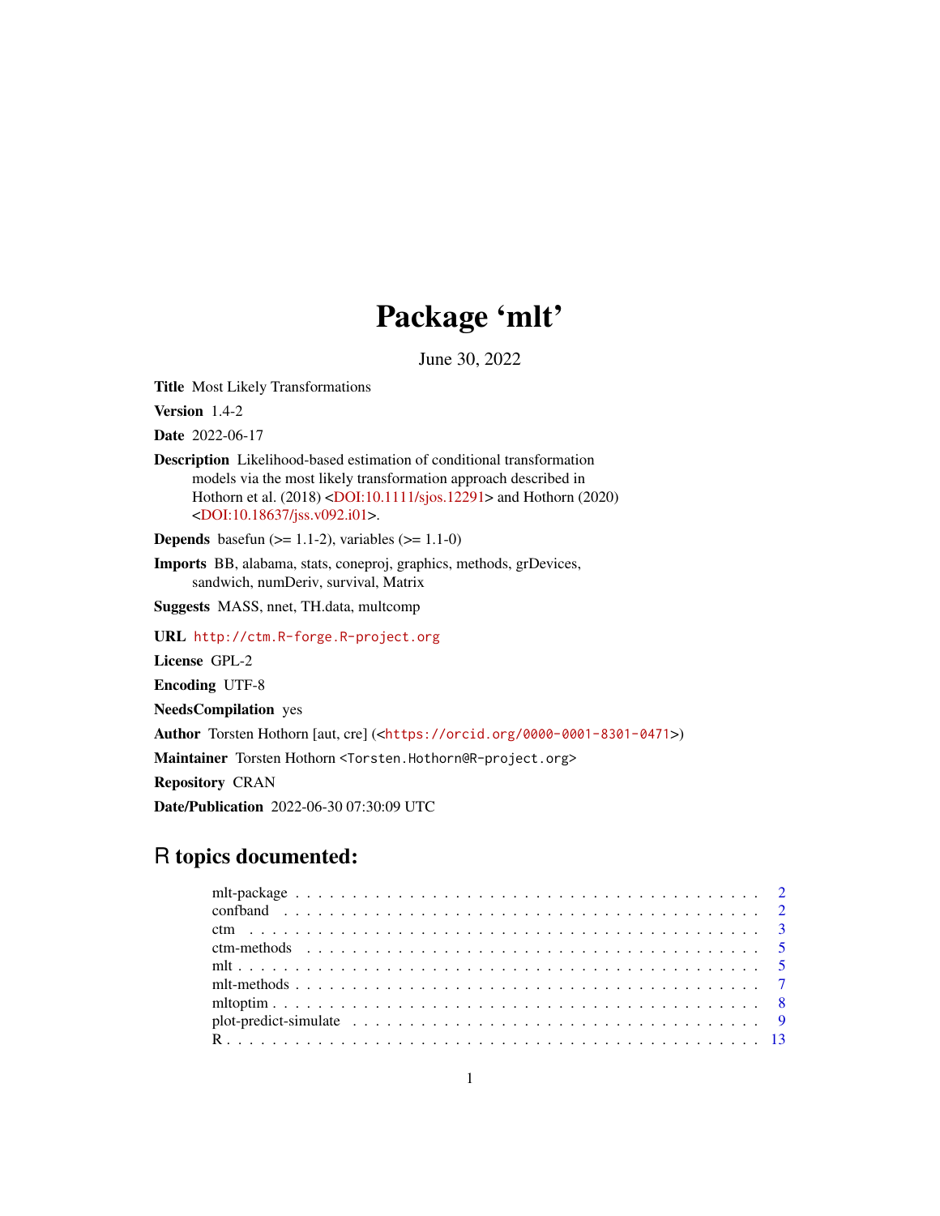# Package 'mlt'

June 30, 2022

**Title** Most Likely Transformations

**Version** 1.4-2

**Date** 2022-06-17

**Description** Likelihood-based estimation of conditional transformation models via the most likely transformation approach described in Hothorn et al. (2018) <DOI:10.1111/sjos.12291> and Hothorn (2020) <DOI:10.18637/jss.v092.i01>.

**Depends** basefun (>= 1.1-2), variables (>= 1.1-0)

**Imports** BB, alabama, stats, coneproj, graphics, methods, grDevices, sandwich, numDeriv, survival, Matrix

**Suggests** MASS, nnet, TH.data, multcomp

**URL** `http://ctm.R-forge.R-project.org`

**License** GPL-2

**Encoding** UTF-8

**NeedsCompilation** yes

**Author** Torsten Hothorn [aut, cre] (<`https://orcid.org/0000-0001-8301-0471`>)

**Maintainer** Torsten Hothorn <`Torsten.Hothorn@R-project.org`>

**Repository** CRAN

**Date/Publication** 2022-06-30 07:30:09 UTC

## R topics documented:

| | |
|---|---|
| mlt-package | 2 |
| confband | 2 |
| ctm | 3 |
| ctm-methods | 5 |
| mlt | 5 |
| mlt-methods | 7 |
| mltoptim | 8 |
| plot-predict-simulate | 9 |
| R | 13 |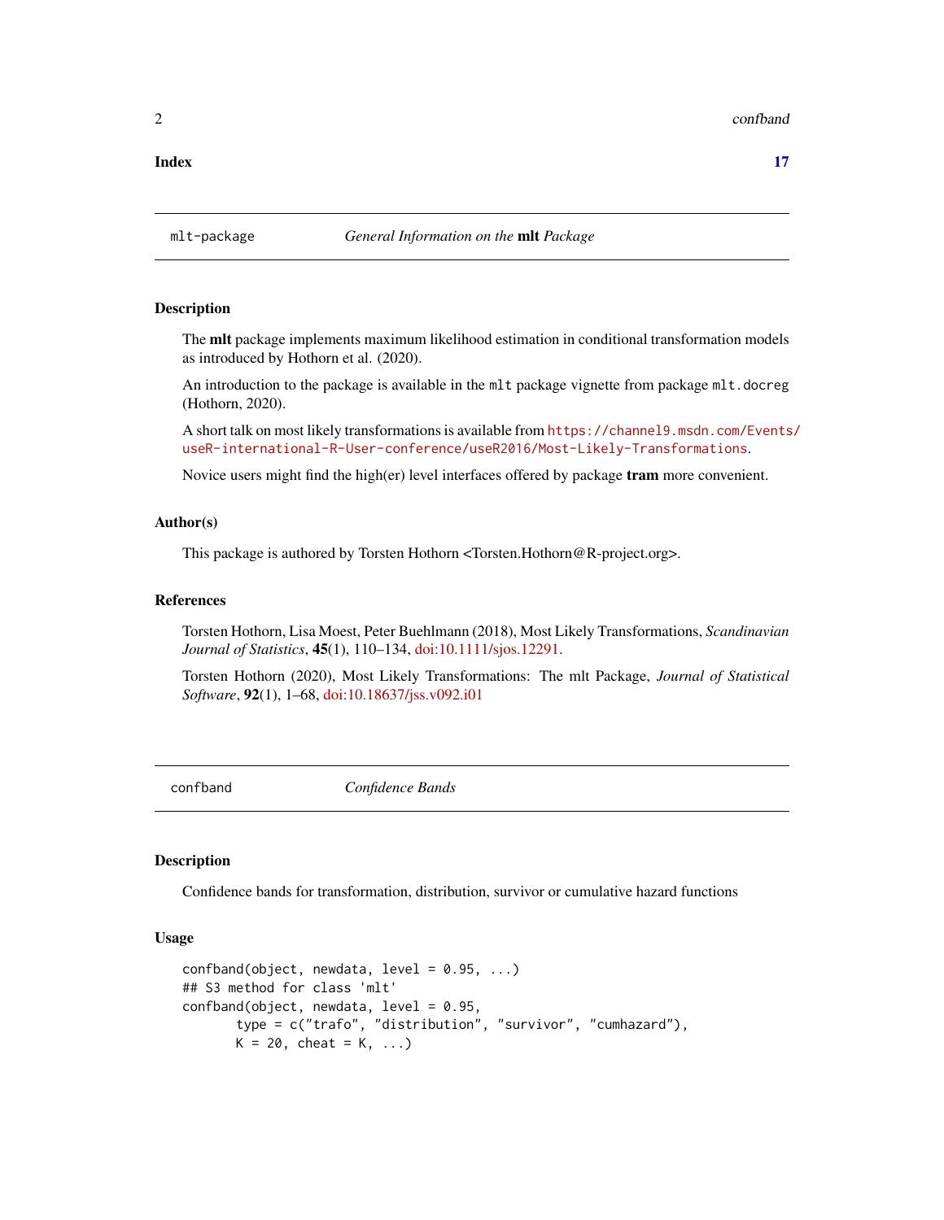**Index** 17

---

`mlt-package` *General Information on the* **mlt** *Package*

---

### Description

The **mlt** package implements maximum likelihood estimation in conditional transformation models as introduced by Hothorn et al. (2020).

An introduction to the package is available in the `mlt` package vignette from package `mlt.docreg` (Hothorn, 2020).

A short talk on most likely transformations is available from `https://channel9.msdn.com/Events/useR-international-R-User-conference/useR2016/Most-Likely-Transformations`.

Novice users might find the high(er) level interfaces offered by package **tram** more convenient.

### Author(s)

This package is authored by Torsten Hothorn <Torsten.Hothorn@R-project.org>.

### References

Torsten Hothorn, Lisa Moest, Peter Buehlmann (2018), Most Likely Transformations, *Scandinavian Journal of Statistics*, **45**(1), 110–134, doi:10.1111/sjos.12291.

Torsten Hothorn (2020), Most Likely Transformations: The mlt Package, *Journal of Statistical Software*, **92**(1), 1–68, doi:10.18637/jss.v092.i01

---

`confband` *Confidence Bands*

---

### Description

Confidence bands for transformation, distribution, survivor or cumulative hazard functions

### Usage

```
confband(object, newdata, level = 0.95, ...)
## S3 method for class 'mlt'
confband(object, newdata, level = 0.95,
       type = c("trafo", "distribution", "survivor", "cumhazard"),
       K = 20, cheat = K, ...)
```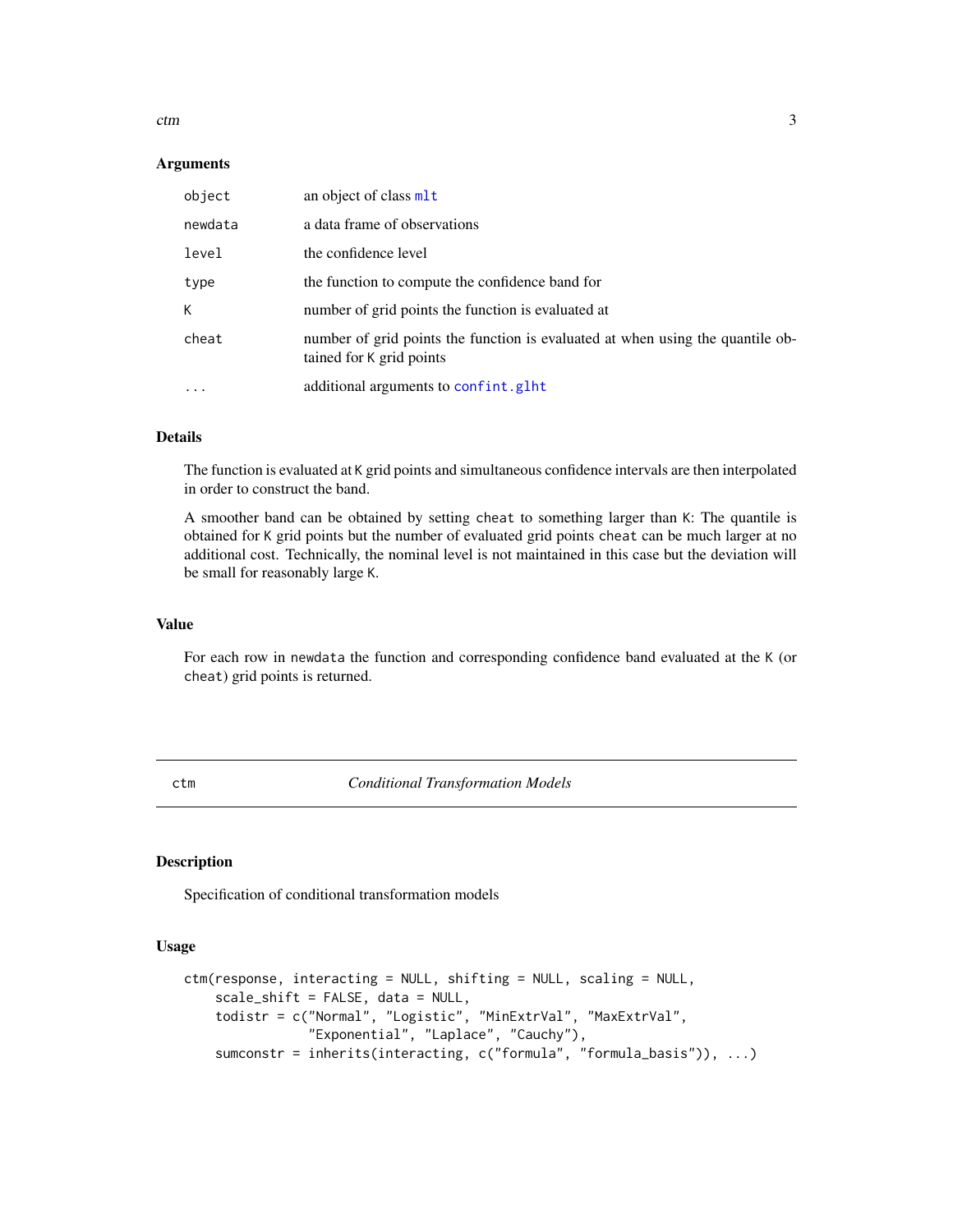### Arguments

| | |
|---|---|
| object | an object of class mlt |
| newdata | a data frame of observations |
| level | the confidence level |
| type | the function to compute the confidence band for |
| K | number of grid points the function is evaluated at |
| cheat | number of grid points the function is evaluated at when using the quantile obtained for K grid points |
| ... | additional arguments to confint.glht |

### Details

The function is evaluated at K grid points and simultaneous confidence intervals are then interpolated in order to construct the band.

A smoother band can be obtained by setting cheat to something larger than K: The quantile is obtained for K grid points but the number of evaluated grid points cheat can be much larger at no additional cost. Technically, the nominal level is not maintained in this case but the deviation will be small for reasonably large K.

### Value

For each row in newdata the function and corresponding confidence band evaluated at the K (or cheat) grid points is returned.

## ctm *Conditional Transformation Models*

### Description

Specification of conditional transformation models

### Usage

```
ctm(response, interacting = NULL, shifting = NULL, scaling = NULL,
    scale_shift = FALSE, data = NULL,
    todistr = c("Normal", "Logistic", "MinExtrVal", "MaxExtrVal",
                "Exponential", "Laplace", "Cauchy"),
    sumconstr = inherits(interacting, c("formula", "formula_basis")), ...)
```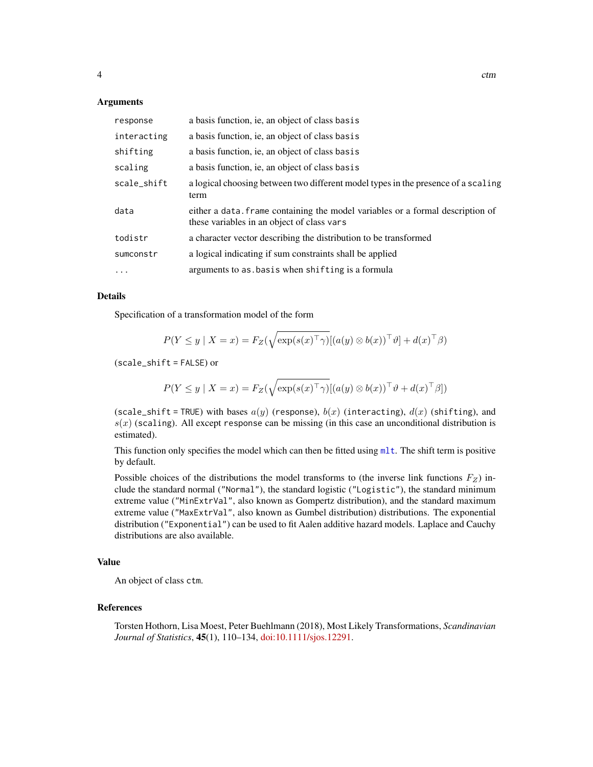### Arguments

| | |
|---|---|
| `response` | a basis function, ie, an object of class `basis` |
| `interacting` | a basis function, ie, an object of class `basis` |
| `shifting` | a basis function, ie, an object of class `basis` |
| `scaling` | a basis function, ie, an object of class `basis` |
| `scale_shift` | a logical choosing between two different model types in the presence of a `scaling` term |
| `data` | either a `data.frame` containing the model variables or a formal description of these variables in an object of class `vars` |
| `todistr` | a character vector describing the distribution to be transformed |
| `sumconstr` | a logical indicating if sum constraints shall be applied |
| `...` | arguments to `as.basis` when `shifting` is a formula |

### Details

Specification of a transformation model of the form

$$P(Y \le y \mid X = x) = F_Z(\sqrt{\exp(s(x)^\top \gamma)}[(a(y) \otimes b(x))^\top \vartheta] + d(x)^\top \beta)$$

(`scale_shift = FALSE`) or

$$P(Y \le y \mid X = x) = F_Z(\sqrt{\exp(s(x)^\top \gamma)}[(a(y) \otimes b(x))^\top \vartheta + d(x)^\top \beta])$$

(`scale_shift = TRUE`) with bases $a(y)$ (`response`), $b(x)$ (`interacting`), $d(x)$ (`shifting`), and $s(x)$ (`scaling`). All except `response` can be missing (in this case an unconditional distribution is estimated).

This function only specifies the model which can then be fitted using `mlt`. The shift term is positive by default.

Possible choices of the distributions the model transforms to (the inverse link functions $F_Z$) include the standard normal (`"Normal"`), the standard logistic (`"Logistic"`), the standard minimum extreme value (`"MinExtrVal"`, also known as Gompertz distribution), and the standard maximum extreme value (`"MaxExtrVal"`, also known as Gumbel distribution) distributions. The exponential distribution (`"Exponential"`) can be used to fit Aalen additive hazard models. Laplace and Cauchy distributions are also available.

### Value

An object of class `ctm`.

### References

Torsten Hothorn, Lisa Moest, Peter Buehlmann (2018), Most Likely Transformations, *Scandinavian Journal of Statistics*, **45**(1), 110–134, doi:10.1111/sjos.12291.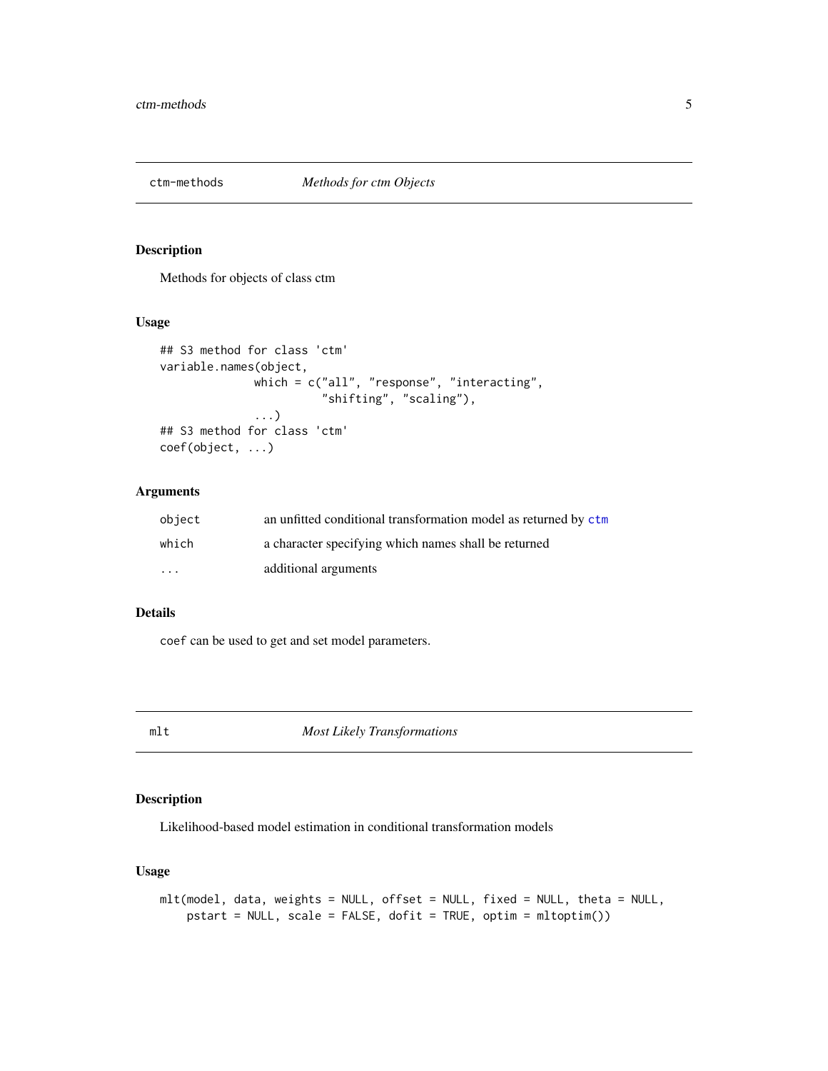## ctm-methods *Methods for ctm Objects*

### Description

Methods for objects of class ctm

### Usage

```
## S3 method for class 'ctm'
variable.names(object,
              which = c("all", "response", "interacting",
                        "shifting", "scaling"),
              ...)
## S3 method for class 'ctm'
coef(object, ...)
```

### Arguments

| | |
|---|---|
| `object` | an unfitted conditional transformation model as returned by `ctm` |
| `which` | a character specifying which names shall be returned |
| `...` | additional arguments |

### Details

`coef` can be used to get and set model parameters.

## mlt *Most Likely Transformations*

### Description

Likelihood-based model estimation in conditional transformation models

### Usage

```
mlt(model, data, weights = NULL, offset = NULL, fixed = NULL, theta = NULL,
    pstart = NULL, scale = FALSE, dofit = TRUE, optim = mltoptim())
```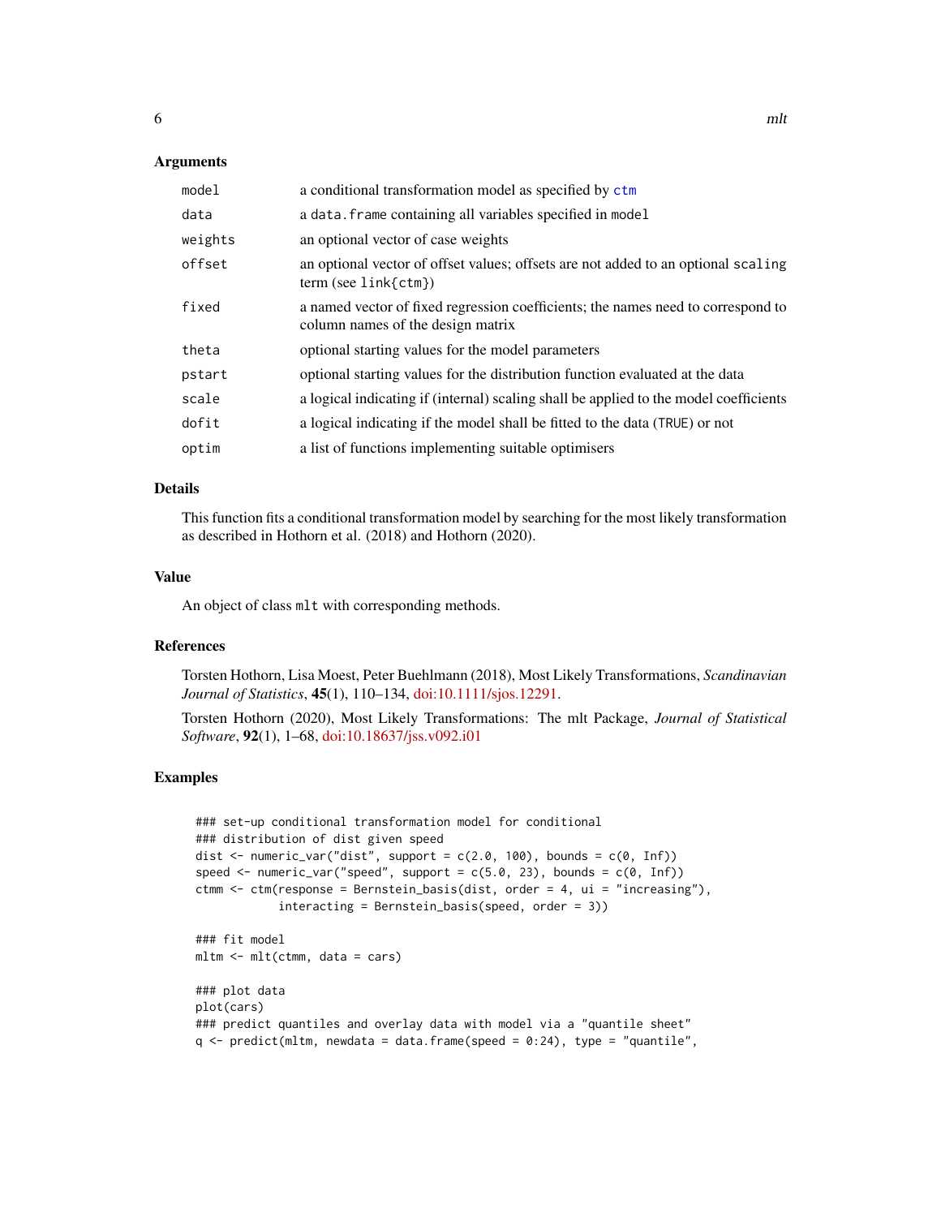## Arguments

| | |
|---|---|
| `model` | a conditional transformation model as specified by `ctm` |
| `data` | a `data.frame` containing all variables specified in `model` |
| `weights` | an optional vector of case weights |
| `offset` | an optional vector of offset values; offsets are not added to an optional `scaling` term (see `link{ctm}`) |
| `fixed` | a named vector of fixed regression coefficients; the names need to correspond to column names of the design matrix |
| `theta` | optional starting values for the model parameters |
| `pstart` | optional starting values for the distribution function evaluated at the data |
| `scale` | a logical indicating if (internal) scaling shall be applied to the model coefficients |
| `dofit` | a logical indicating if the model shall be fitted to the data (`TRUE`) or not |
| `optim` | a list of functions implementing suitable optimisers |

## Details

This function fits a conditional transformation model by searching for the most likely transformation as described in Hothorn et al. (2018) and Hothorn (2020).

## Value

An object of class `mlt` with corresponding methods.

## References

Torsten Hothorn, Lisa Moest, Peter Buehlmann (2018), Most Likely Transformations, *Scandinavian Journal of Statistics*, **45**(1), 110–134, doi:10.1111/sjos.12291.

Torsten Hothorn (2020), Most Likely Transformations: The mlt Package, *Journal of Statistical Software*, **92**(1), 1–68, doi:10.18637/jss.v092.i01

## Examples

```
### set-up conditional transformation model for conditional
### distribution of dist given speed
dist <- numeric_var("dist", support = c(2.0, 100), bounds = c(0, Inf))
speed <- numeric_var("speed", support = c(5.0, 23), bounds = c(0, Inf))
ctmm <- ctm(response = Bernstein_basis(dist, order = 4, ui = "increasing"),
            interacting = Bernstein_basis(speed, order = 3))

### fit model
mltm <- mlt(ctmm, data = cars)

### plot data
plot(cars)
### predict quantiles and overlay data with model via a "quantile sheet"
q <- predict(mltm, newdata = data.frame(speed = 0:24), type = "quantile",
```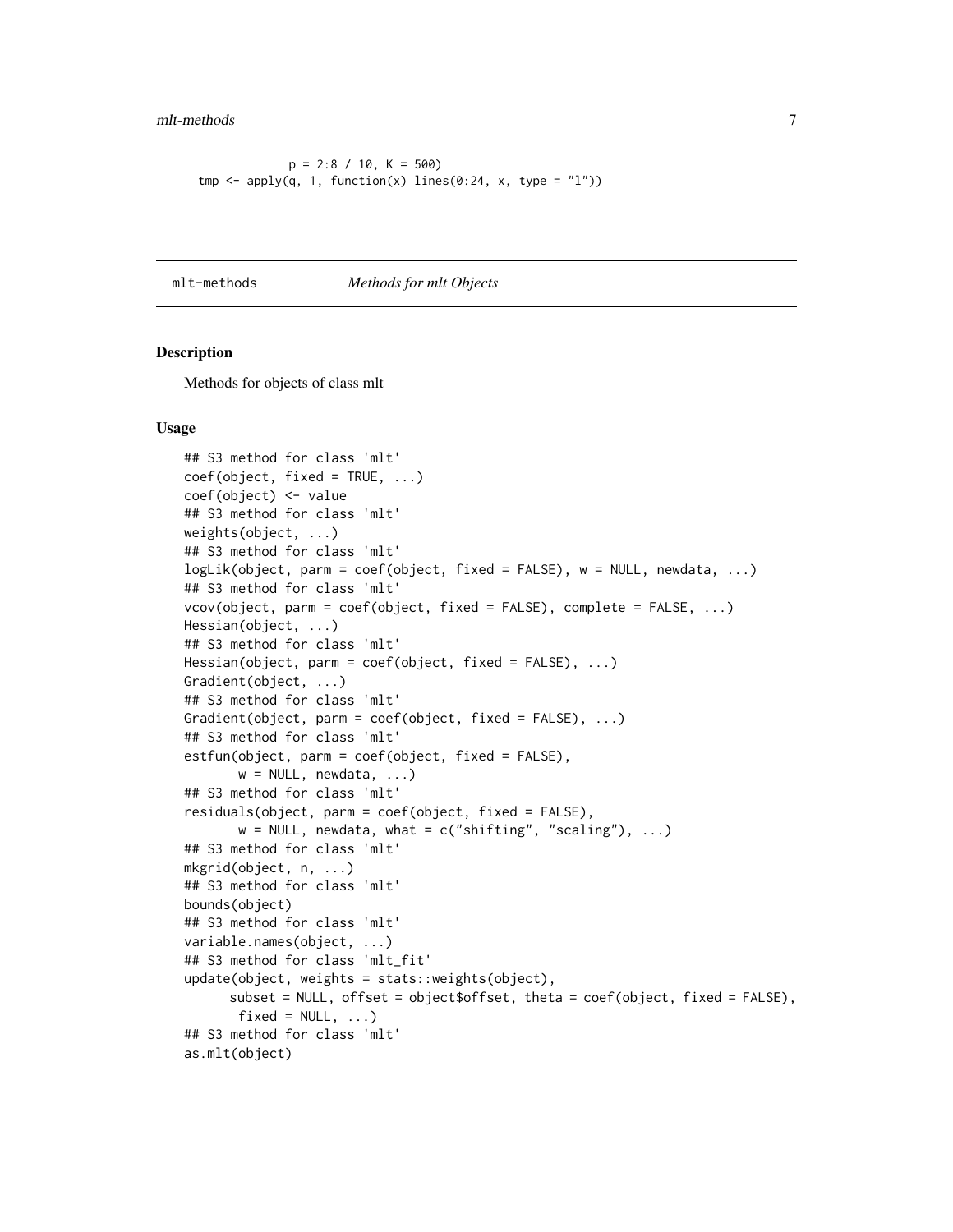```
             p = 2:8 / 10, K = 500)
tmp <- apply(q, 1, function(x) lines(0:24, x, type = "l"))
```

## mlt-methods *Methods for mlt Objects*

### Description

Methods for objects of class mlt

### Usage

```
## S3 method for class 'mlt'
coef(object, fixed = TRUE, ...)
coef(object) <- value
## S3 method for class 'mlt'
weights(object, ...)
## S3 method for class 'mlt'
logLik(object, parm = coef(object, fixed = FALSE), w = NULL, newdata, ...)
## S3 method for class 'mlt'
vcov(object, parm = coef(object, fixed = FALSE), complete = FALSE, ...)
Hessian(object, ...)
## S3 method for class 'mlt'
Hessian(object, parm = coef(object, fixed = FALSE), ...)
Gradient(object, ...)
## S3 method for class 'mlt'
Gradient(object, parm = coef(object, fixed = FALSE), ...)
## S3 method for class 'mlt'
estfun(object, parm = coef(object, fixed = FALSE),
       w = NULL, newdata, ...)
## S3 method for class 'mlt'
residuals(object, parm = coef(object, fixed = FALSE),
       w = NULL, newdata, what = c("shifting", "scaling"), ...)
## S3 method for class 'mlt'
mkgrid(object, n, ...)
## S3 method for class 'mlt'
bounds(object)
## S3 method for class 'mlt'
variable.names(object, ...)
## S3 method for class 'mlt_fit'
update(object, weights = stats::weights(object),
      subset = NULL, offset = object$offset, theta = coef(object, fixed = FALSE),
       fixed = NULL, ...)
## S3 method for class 'mlt'
as.mlt(object)
```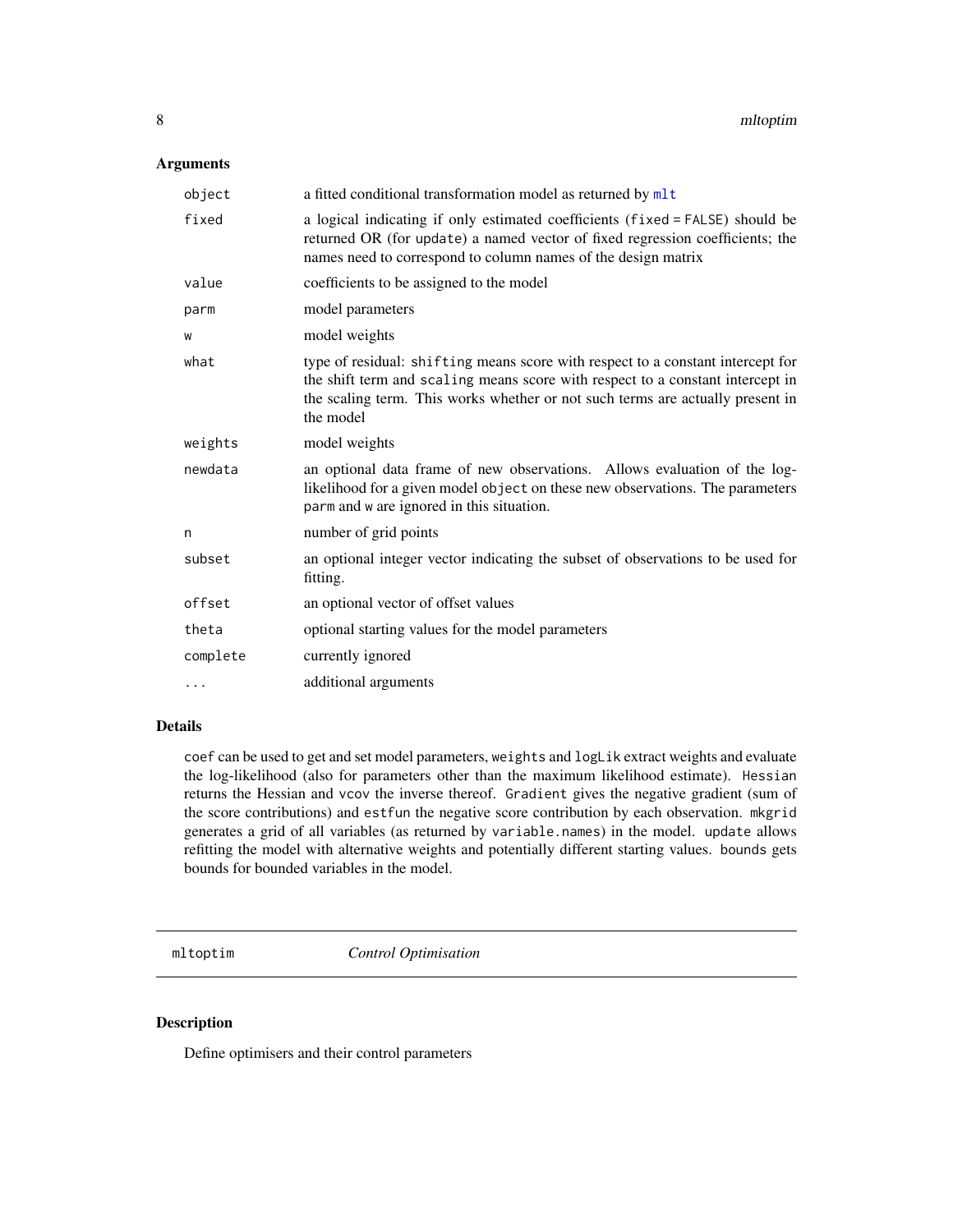## Arguments

| | |
|---|---|
| `object` | a fitted conditional transformation model as returned by `mlt` |
| `fixed` | a logical indicating if only estimated coefficients (`fixed = FALSE`) should be returned OR (for `update`) a named vector of fixed regression coefficients; the names need to correspond to column names of the design matrix |
| `value` | coefficients to be assigned to the model |
| `parm` | model parameters |
| `w` | model weights |
| `what` | type of residual: `shifting` means score with respect to a constant intercept for the shift term and `scaling` means score with respect to a constant intercept in the scaling term. This works whether or not such terms are actually present in the model |
| `weights` | model weights |
| `newdata` | an optional data frame of new observations. Allows evaluation of the log-likelihood for a given model `object` on these new observations. The parameters `parm` and `w` are ignored in this situation. |
| `n` | number of grid points |
| `subset` | an optional integer vector indicating the subset of observations to be used for fitting. |
| `offset` | an optional vector of offset values |
| `theta` | optional starting values for the model parameters |
| `complete` | currently ignored |
| `...` | additional arguments |

## Details

`coef` can be used to get and set model parameters, `weights` and `logLik` extract weights and evaluate the log-likelihood (also for parameters other than the maximum likelihood estimate). `Hessian` returns the Hessian and `vcov` the inverse thereof. `Gradient` gives the negative gradient (sum of the score contributions) and `estfun` the negative score contribution by each observation. `mkgrid` generates a grid of all variables (as returned by `variable.names`) in the model. `update` allows refitting the model with alternative weights and potentially different starting values. `bounds` gets bounds for bounded variables in the model.

---

# mltoptim — *Control Optimisation*

---

## Description

Define optimisers and their control parameters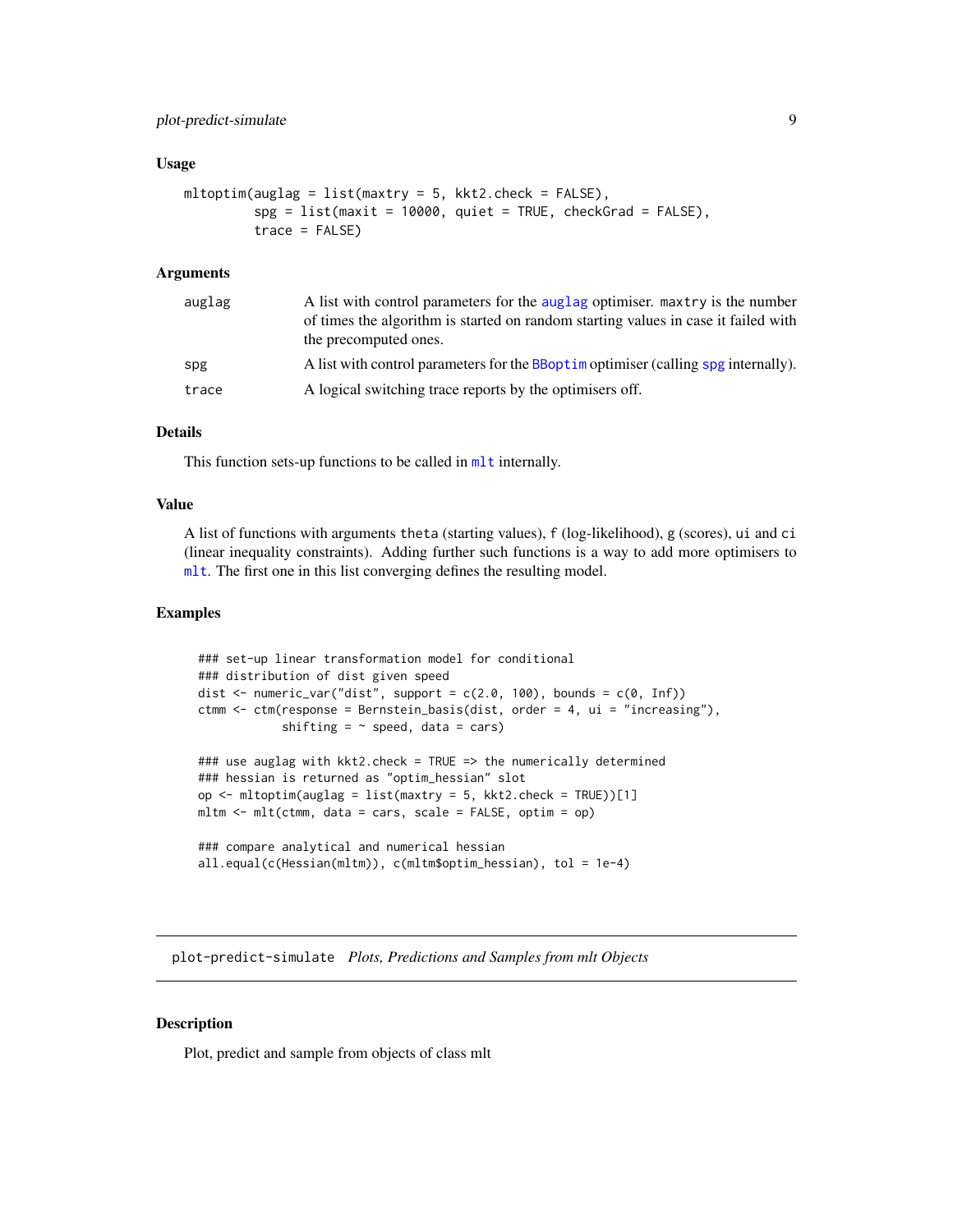### Usage

```
mltoptim(auglag = list(maxtry = 5, kkt2.check = FALSE),
         spg = list(maxit = 10000, quiet = TRUE, checkGrad = FALSE),
         trace = FALSE)
```

### Arguments

| | |
|---|---|
| auglag | A list with control parameters for the auglag optimiser. maxtry is the number of times the algorithm is started on random starting values in case it failed with the precomputed ones. |
| spg | A list with control parameters for the BBoptim optimiser (calling spg internally). |
| trace | A logical switching trace reports by the optimisers off. |

### Details

This function sets-up functions to be called in mlt internally.

### Value

A list of functions with arguments theta (starting values), f (log-likelihood), g (scores), ui and ci (linear inequality constraints). Adding further such functions is a way to add more optimisers to mlt. The first one in this list converging defines the resulting model.

### Examples

```
### set-up linear transformation model for conditional
### distribution of dist given speed
dist <- numeric_var("dist", support = c(2.0, 100), bounds = c(0, Inf))
ctmm <- ctm(response = Bernstein_basis(dist, order = 4, ui = "increasing"),
            shifting = ~ speed, data = cars)

### use auglag with kkt2.check = TRUE => the numerically determined
### hessian is returned as "optim_hessian" slot
op <- mltoptim(auglag = list(maxtry = 5, kkt2.check = TRUE))[1]
mltm <- mlt(ctmm, data = cars, scale = FALSE, optim = op)

### compare analytical and numerical hessian
all.equal(c(Hessian(mltm)), c(mltm$optim_hessian), tol = 1e-4)
```

## plot-predict-simulate *Plots, Predictions and Samples from mlt Objects*

### Description

Plot, predict and sample from objects of class mlt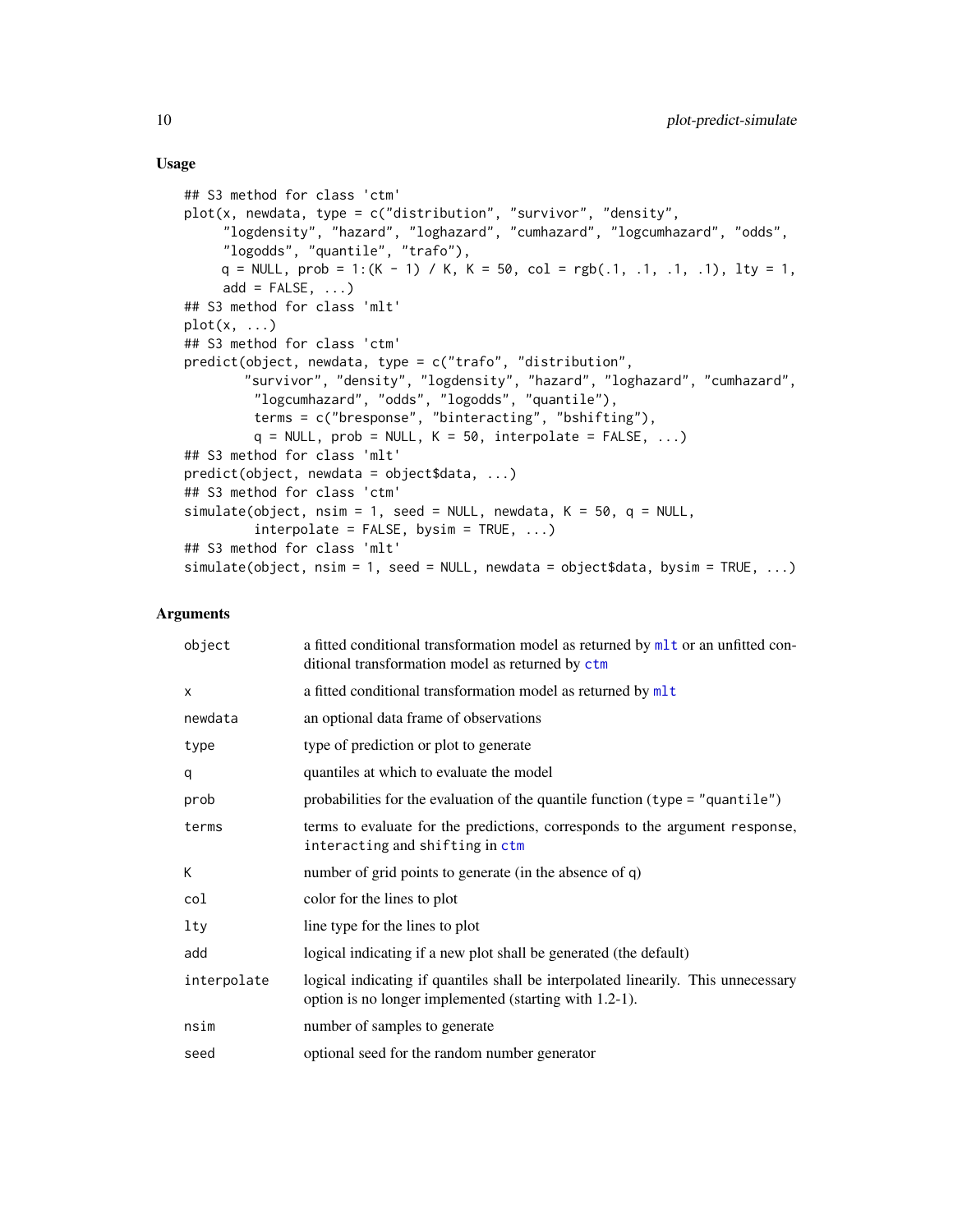## Usage

```
## S3 method for class 'ctm'
plot(x, newdata, type = c("distribution", "survivor", "density",
     "logdensity", "hazard", "loghazard", "cumhazard", "logcumhazard", "odds",
     "logodds", "quantile", "trafo"),
     q = NULL, prob = 1:(K - 1) / K, K = 50, col = rgb(.1, .1, .1, .1), lty = 1,
     add = FALSE, ...)
## S3 method for class 'mlt'
plot(x, ...)
## S3 method for class 'ctm'
predict(object, newdata, type = c("trafo", "distribution",
        "survivor", "density", "logdensity", "hazard", "loghazard", "cumhazard",
         "logcumhazard", "odds", "logodds", "quantile"),
         terms = c("bresponse", "binteracting", "bshifting"),
         q = NULL, prob = NULL, K = 50, interpolate = FALSE, ...)
## S3 method for class 'mlt'
predict(object, newdata = object$data, ...)
## S3 method for class 'ctm'
simulate(object, nsim = 1, seed = NULL, newdata, K = 50, q = NULL,
         interpolate = FALSE, bysim = TRUE, ...)
## S3 method for class 'mlt'
simulate(object, nsim = 1, seed = NULL, newdata = object$data, bysim = TRUE, ...)
```

## Arguments

| | |
|---|---|
| `object` | a fitted conditional transformation model as returned by `mlt` or an unfitted conditional transformation model as returned by `ctm` |
| `x` | a fitted conditional transformation model as returned by `mlt` |
| `newdata` | an optional data frame of observations |
| `type` | type of prediction or plot to generate |
| `q` | quantiles at which to evaluate the model |
| `prob` | probabilities for the evaluation of the quantile function (`type = "quantile"`) |
| `terms` | terms to evaluate for the predictions, corresponds to the argument `response`, `interacting` and `shifting` in `ctm` |
| `K` | number of grid points to generate (in the absence of `q`) |
| `col` | color for the lines to plot |
| `lty` | line type for the lines to plot |
| `add` | logical indicating if a new plot shall be generated (the default) |
| `interpolate` | logical indicating if quantiles shall be interpolated linearily. This unnecessary option is no longer implemented (starting with 1.2-1). |
| `nsim` | number of samples to generate |
| `seed` | optional seed for the random number generator |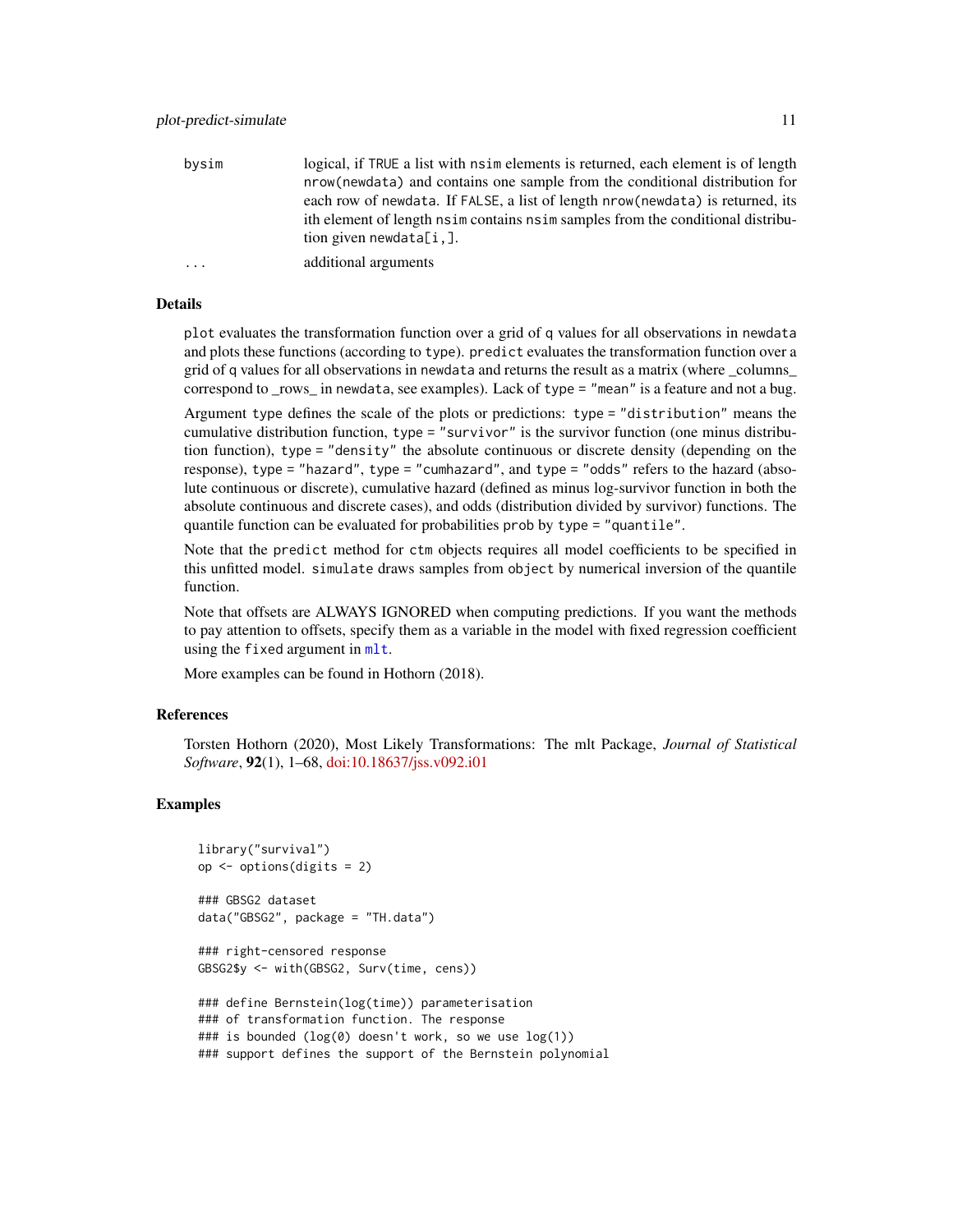| | |
|---|---|
| `bysim` | logical, if `TRUE` a list with `nsim` elements is returned, each element is of length `nrow(newdata)` and contains one sample from the conditional distribution for each row of `newdata`. If `FALSE`, a list of length `nrow(newdata)` is returned, its ith element of length `nsim` contains `nsim` samples from the conditional distribution given `newdata[i,]`. |
| `...` | additional arguments |

## Details

`plot` evaluates the transformation function over a grid of `q` values for all observations in `newdata` and plots these functions (according to `type`). `predict` evaluates the transformation function over a grid of `q` values for all observations in `newdata` and returns the result as a matrix (where _columns_ correspond to _rows_ in `newdata`, see examples). Lack of `type = "mean"` is a feature and not a bug.

Argument `type` defines the scale of the plots or predictions: `type = "distribution"` means the cumulative distribution function, `type = "survivor"` is the survivor function (one minus distribution function), `type = "density"` the absolute continuous or discrete density (depending on the response), `type = "hazard"`, `type = "cumhazard"`, and `type = "odds"` refers to the hazard (absolute continuous or discrete), cumulative hazard (defined as minus log-survivor function in both the absolute continuous and discrete cases), and odds (distribution divided by survivor) functions. The quantile function can be evaluated for probabilities `prob` by `type = "quantile"`.

Note that the `predict` method for `ctm` objects requires all model coefficients to be specified in this unfitted model. `simulate` draws samples from `object` by numerical inversion of the quantile function.

Note that offsets are ALWAYS IGNORED when computing predictions. If you want the methods to pay attention to offsets, specify them as a variable in the model with fixed regression coefficient using the `fixed` argument in `mlt`.

More examples can be found in Hothorn (2018).

## References

Torsten Hothorn (2020), Most Likely Transformations: The mlt Package, *Journal of Statistical Software*, **92**(1), 1–68, doi:10.18637/jss.v092.i01

## Examples

```
library("survival")
op <- options(digits = 2)

### GBSG2 dataset
data("GBSG2", package = "TH.data")

### right-censored response
GBSG2$y <- with(GBSG2, Surv(time, cens))

### define Bernstein(log(time)) parameterisation
### of transformation function. The response
### is bounded (log(0) doesn't work, so we use log(1))
### support defines the support of the Bernstein polynomial
```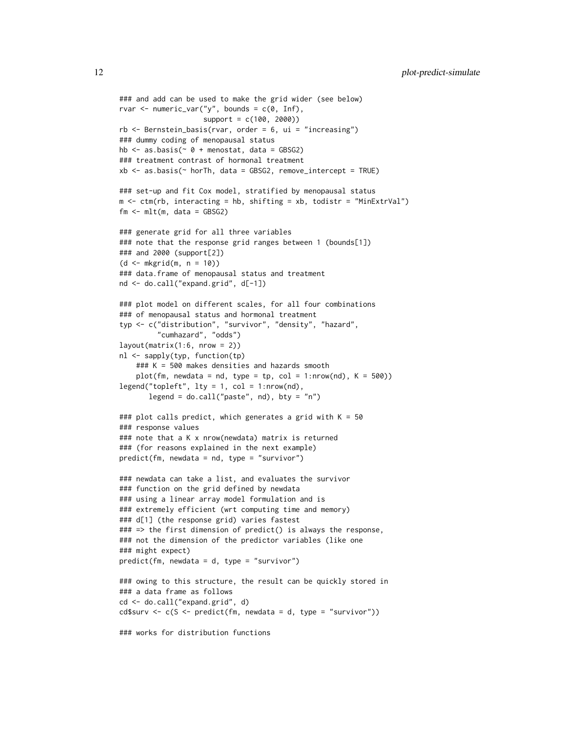```
### and add can be used to make the grid wider (see below)
rvar <- numeric_var("y", bounds = c(0, Inf),
                    support = c(100, 2000))
rb <- Bernstein_basis(rvar, order = 6, ui = "increasing")
### dummy coding of menopausal status
hb <- as.basis(~ 0 + menostat, data = GBSG2)
### treatment contrast of hormonal treatment
xb <- as.basis(~ horTh, data = GBSG2, remove_intercept = TRUE)

### set-up and fit Cox model, stratified by menopausal status
m <- ctm(rb, interacting = hb, shifting = xb, todistr = "MinExtrVal")
fm <- mlt(m, data = GBSG2)

### generate grid for all three variables
### note that the response grid ranges between 1 (bounds[1])
### and 2000 (support[2])
(d <- mkgrid(m, n = 10))
### data.frame of menopausal status and treatment
nd <- do.call("expand.grid", d[-1])

### plot model on different scales, for all four combinations
### of menopausal status and hormonal treatment
typ <- c("distribution", "survivor", "density", "hazard",
         "cumhazard", "odds")
layout(matrix(1:6, nrow = 2))
nl <- sapply(typ, function(tp)
    ### K = 500 makes densities and hazards smooth
    plot(fm, newdata = nd, type = tp, col = 1:nrow(nd), K = 500))
legend("topleft", lty = 1, col = 1:nrow(nd),
       legend = do.call("paste", nd), bty = "n")

### plot calls predict, which generates a grid with K = 50
### response values
### note that a K x nrow(newdata) matrix is returned
### (for reasons explained in the next example)
predict(fm, newdata = nd, type = "survivor")

### newdata can take a list, and evaluates the survivor
### function on the grid defined by newdata
### using a linear array model formulation and is
### extremely efficient (wrt computing time and memory)
### d[1] (the response grid) varies fastest
### => the first dimension of predict() is always the response,
### not the dimension of the predictor variables (like one
### might expect)
predict(fm, newdata = d, type = "survivor")

### owing to this structure, the result can be quickly stored in
### a data frame as follows
cd <- do.call("expand.grid", d)
cd$surv <- c(S <- predict(fm, newdata = d, type = "survivor"))

### works for distribution functions
```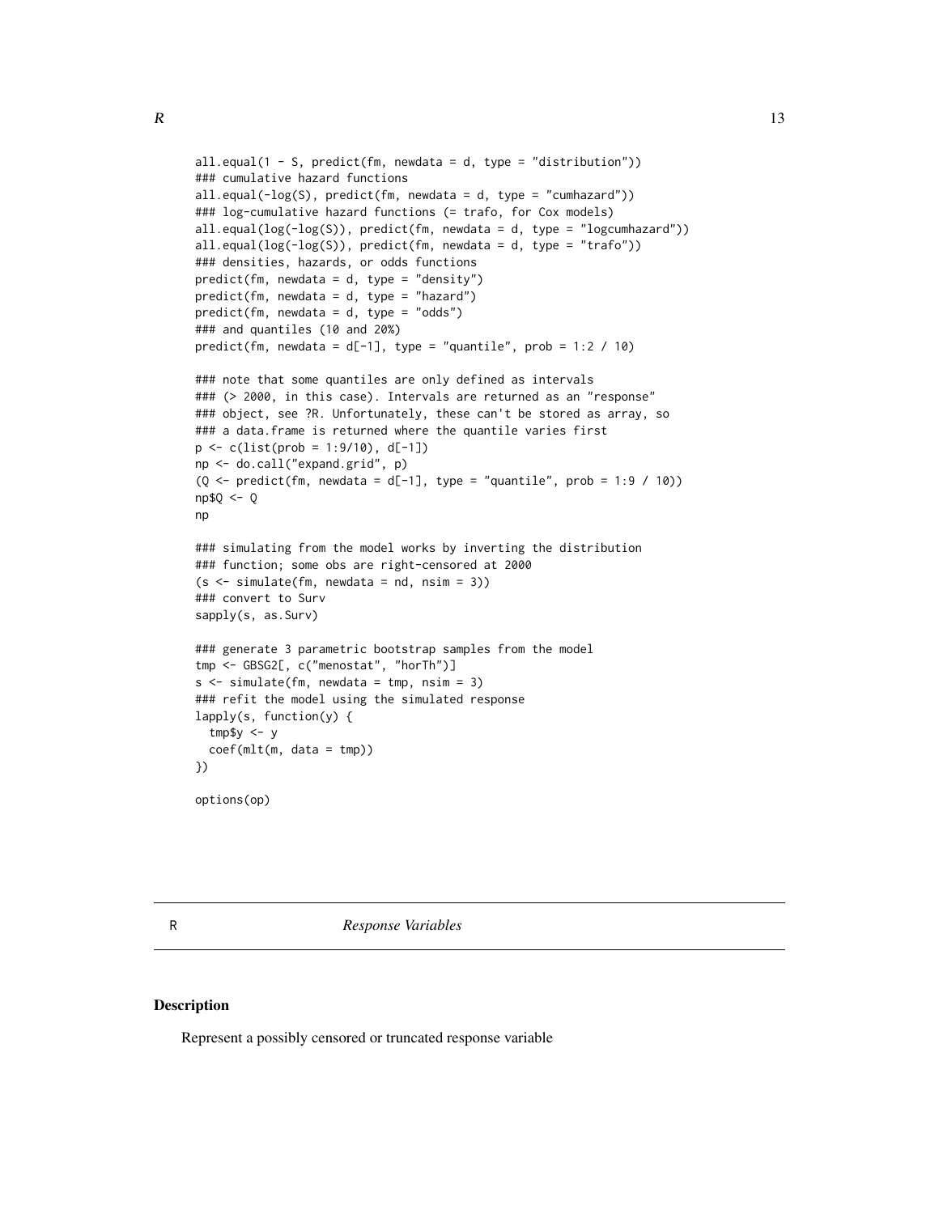```
all.equal(1 - S, predict(fm, newdata = d, type = "distribution"))
### cumulative hazard functions
all.equal(-log(S), predict(fm, newdata = d, type = "cumhazard"))
### log-cumulative hazard functions (= trafo, for Cox models)
all.equal(log(-log(S)), predict(fm, newdata = d, type = "logcumhazard"))
all.equal(log(-log(S)), predict(fm, newdata = d, type = "trafo"))
### densities, hazards, or odds functions
predict(fm, newdata = d, type = "density")
predict(fm, newdata = d, type = "hazard")
predict(fm, newdata = d, type = "odds")
### and quantiles (10 and 20%)
predict(fm, newdata = d[-1], type = "quantile", prob = 1:2 / 10)

### note that some quantiles are only defined as intervals
### (> 2000, in this case). Intervals are returned as an "response"
### object, see ?R. Unfortunately, these can't be stored as array, so
### a data.frame is returned where the quantile varies first
p <- c(list(prob = 1:9/10), d[-1])
np <- do.call("expand.grid", p)
(Q <- predict(fm, newdata = d[-1], type = "quantile", prob = 1:9 / 10))
np$Q <- Q
np

### simulating from the model works by inverting the distribution
### function; some obs are right-censored at 2000
(s <- simulate(fm, newdata = nd, nsim = 3))
### convert to Surv
sapply(s, as.Surv)

### generate 3 parametric bootstrap samples from the model
tmp <- GBSG2[, c("menostat", "horTh")]
s <- simulate(fm, newdata = tmp, nsim = 3)
### refit the model using the simulated response
lapply(s, function(y) {
  tmp$y <- y
  coef(mlt(m, data = tmp))
})

options(op)
```

## R — *Response Variables*

### Description

Represent a possibly censored or truncated response variable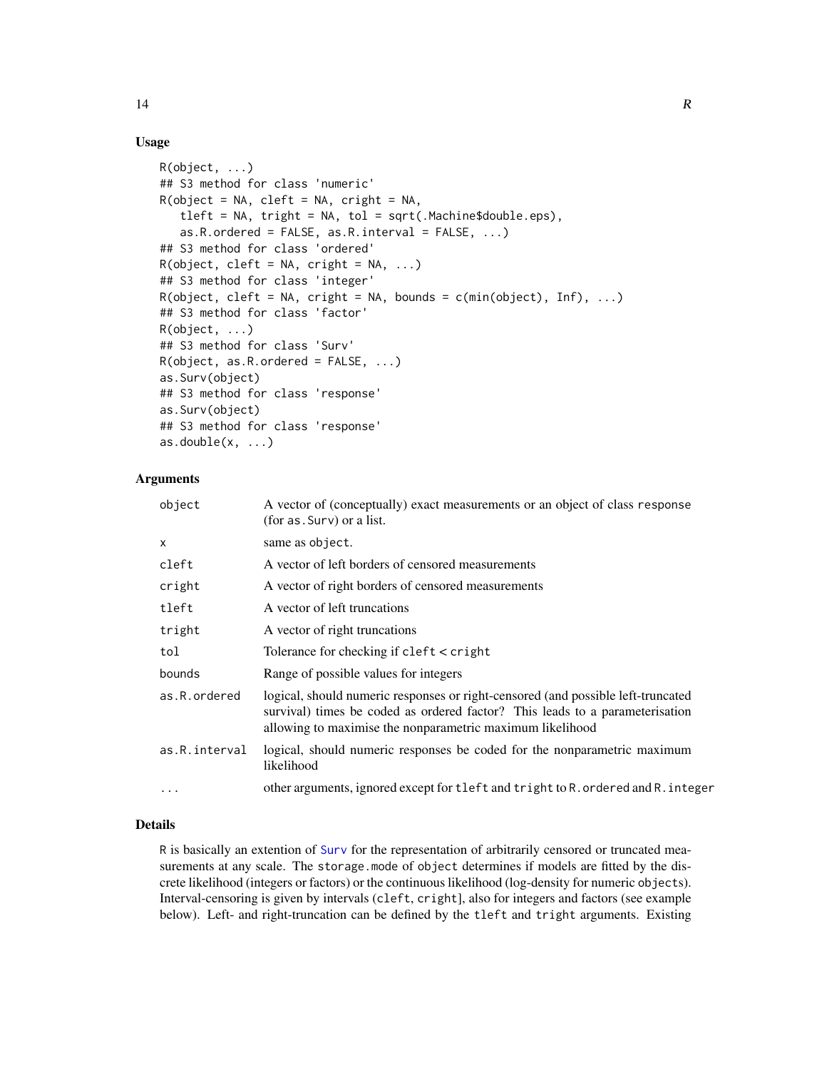## Usage

```
R(object, ...)
## S3 method for class 'numeric'
R(object = NA, cleft = NA, cright = NA,
   tleft = NA, tright = NA, tol = sqrt(.Machine$double.eps),
   as.R.ordered = FALSE, as.R.interval = FALSE, ...)
## S3 method for class 'ordered'
R(object, cleft = NA, cright = NA, ...)
## S3 method for class 'integer'
R(object, cleft = NA, cright = NA, bounds = c(min(object), Inf), ...)
## S3 method for class 'factor'
R(object, ...)
## S3 method for class 'Surv'
R(object, as.R.ordered = FALSE, ...)
as.Surv(object)
## S3 method for class 'response'
as.Surv(object)
## S3 method for class 'response'
as.double(x, ...)
```

## Arguments

| | |
|---|---|
| `object` | A vector of (conceptually) exact measurements or an object of class `response` (for `as.Surv`) or a list. |
| `x` | same as `object`. |
| `cleft` | A vector of left borders of censored measurements |
| `cright` | A vector of right borders of censored measurements |
| `tleft` | A vector of left truncations |
| `tright` | A vector of right truncations |
| `tol` | Tolerance for checking if `cleft` < `cright` |
| `bounds` | Range of possible values for integers |
| `as.R.ordered` | logical, should numeric responses or right-censored (and possible left-truncated survival) times be coded as ordered factor? This leads to a parameterisation allowing to maximise the nonparametric maximum likelihood |
| `as.R.interval` | logical, should numeric responses be coded for the nonparametric maximum likelihood |
| `...` | other arguments, ignored except for `tleft` and `tright` to `R.ordered` and `R.integer` |

## Details

`R` is basically an extention of `Surv` for the representation of arbitrarily censored or truncated measurements at any scale. The `storage.mode` of `object` determines if models are fitted by the discrete likelihood (integers or factors) or the continuous likelihood (log-density for numeric `objects`). Interval-censoring is given by intervals (`cleft`, `cright`], also for integers and factors (see example below). Left- and right-truncation can be defined by the `tleft` and `tright` arguments. Existing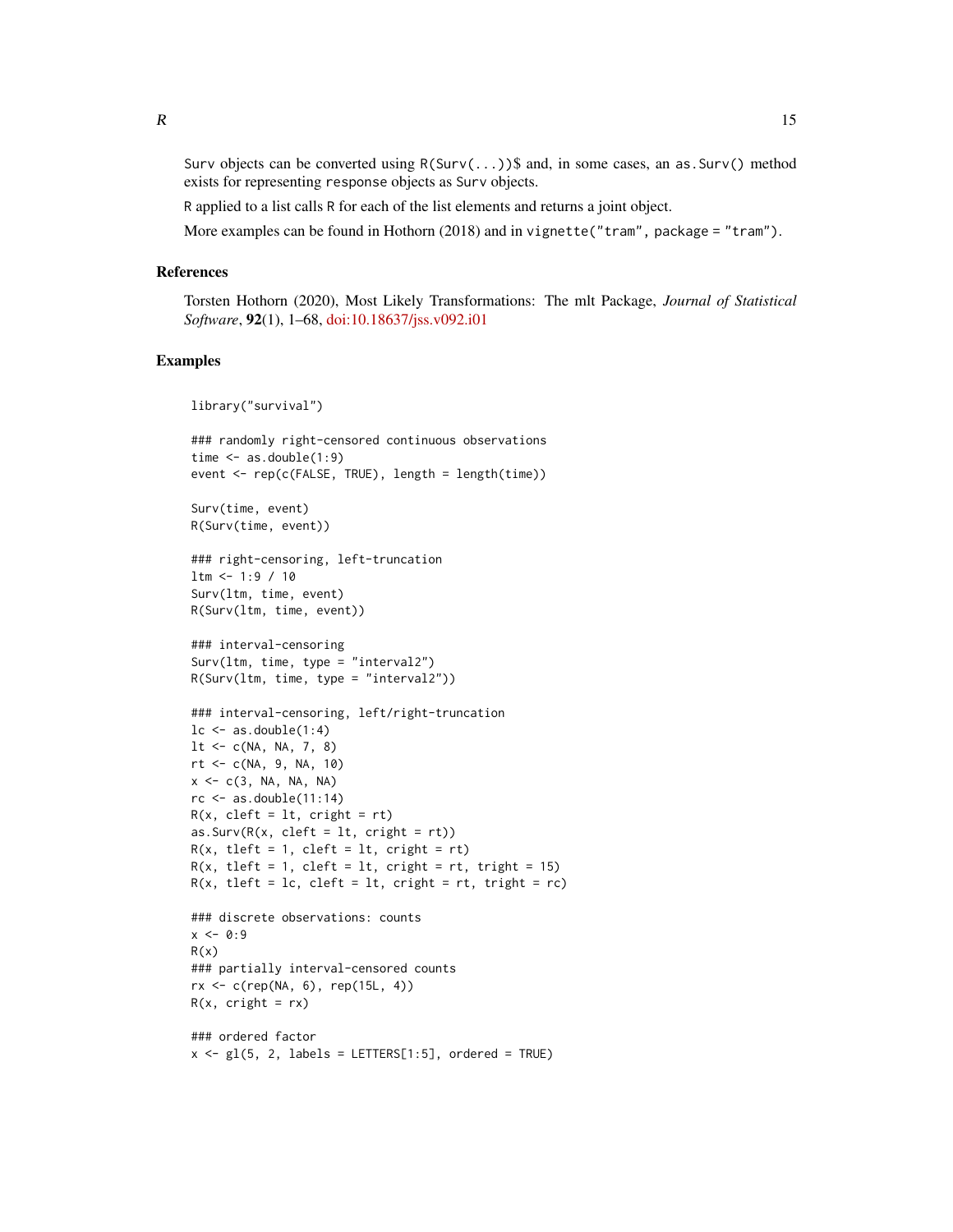Surv objects can be converted using `R(Surv(...))$` and, in some cases, an `as.Surv()` method exists for representing `response` objects as `Surv` objects.

`R` applied to a list calls `R` for each of the list elements and returns a joint object.

More examples can be found in Hothorn (2018) and in `vignette("tram", package = "tram")`.

## References

Torsten Hothorn (2020), Most Likely Transformations: The mlt Package, *Journal of Statistical Software*, **92**(1), 1–68, doi:10.18637/jss.v092.i01

## Examples

```
library("survival")

### randomly right-censored continuous observations
time <- as.double(1:9)
event <- rep(c(FALSE, TRUE), length = length(time))

Surv(time, event)
R(Surv(time, event))

### right-censoring, left-truncation
ltm <- 1:9 / 10
Surv(ltm, time, event)
R(Surv(ltm, time, event))

### interval-censoring
Surv(ltm, time, type = "interval2")
R(Surv(ltm, time, type = "interval2"))

### interval-censoring, left/right-truncation
lc <- as.double(1:4)
lt <- c(NA, NA, 7, 8)
rt <- c(NA, 9, NA, 10)
x <- c(3, NA, NA, NA)
rc <- as.double(11:14)
R(x, cleft = lt, cright = rt)
as.Surv(R(x, cleft = lt, cright = rt))
R(x, tleft = 1, cleft = lt, cright = rt)
R(x, tleft = 1, cleft = lt, cright = rt, tright = 15)
R(x, tleft = lc, cleft = lt, cright = rt, tright = rc)

### discrete observations: counts
x <- 0:9
R(x)
### partially interval-censored counts
rx <- c(rep(NA, 6), rep(15L, 4))
R(x, cright = rx)

### ordered factor
x <- gl(5, 2, labels = LETTERS[1:5], ordered = TRUE)
```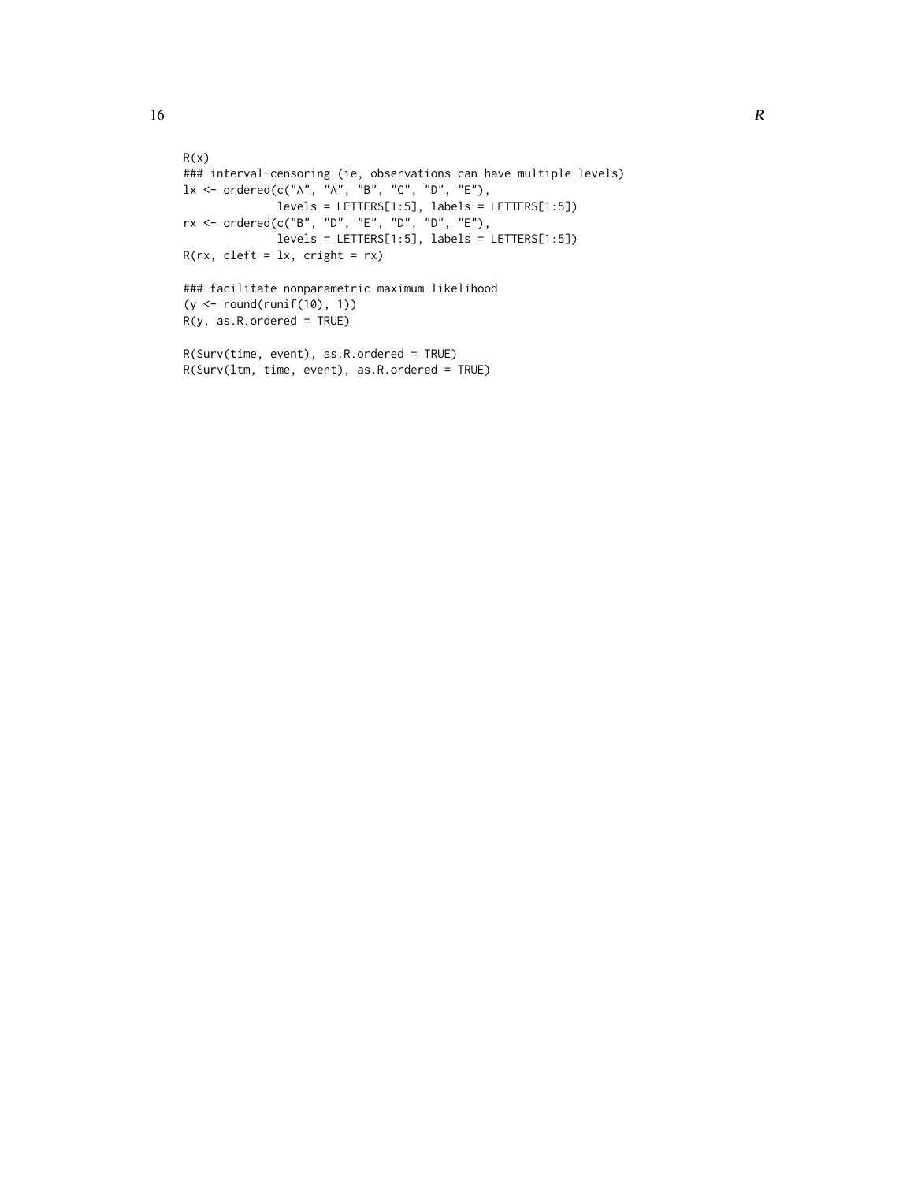```
R(x)
### interval-censoring (ie, observations can have multiple levels)
lx <- ordered(c("A", "A", "B", "C", "D", "E"),
              levels = LETTERS[1:5], labels = LETTERS[1:5])
rx <- ordered(c("B", "D", "E", "D", "D", "E"),
              levels = LETTERS[1:5], labels = LETTERS[1:5])
R(rx, cleft = lx, cright = rx)

### facilitate nonparametric maximum likelihood
(y <- round(runif(10), 1))
R(y, as.R.ordered = TRUE)

R(Surv(time, event), as.R.ordered = TRUE)
R(Surv(ltm, time, event), as.R.ordered = TRUE)
```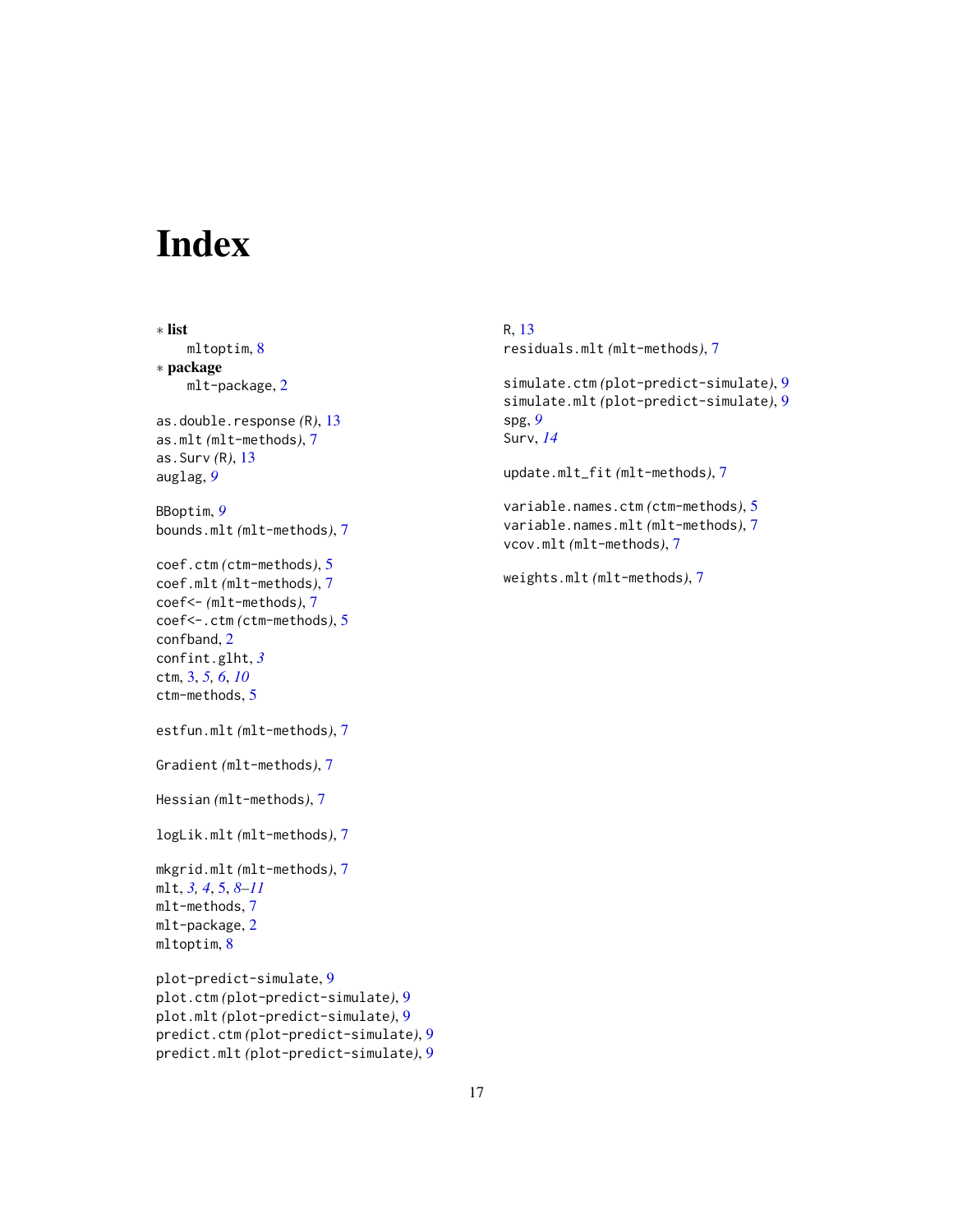# Index

∗ **list**
    mltoptim, 8

∗ **package**
    mlt-package, 2

as.double.response *(*R*)*, 13
as.mlt *(*mlt-methods*)*, 7
as.Surv *(*R*)*, 13
auglag, *9*

BBoptim, *9*
bounds.mlt *(*mlt-methods*)*, 7

coef.ctm *(*ctm-methods*)*, 5
coef.mlt *(*mlt-methods*)*, 7
coef<- *(*mlt-methods*)*, 7
coef<-.ctm *(*ctm-methods*)*, 5
confband, 2
confint.glht, *3*
ctm, 3, *5, 6*, *10*
ctm-methods, 5

estfun.mlt *(*mlt-methods*)*, 7

Gradient *(*mlt-methods*)*, 7

Hessian *(*mlt-methods*)*, 7

logLik.mlt *(*mlt-methods*)*, 7

mkgrid.mlt *(*mlt-methods*)*, 7
mlt, *3, 4*, 5, *8–11*
mlt-methods, 7
mlt-package, 2
mltoptim, 8

plot-predict-simulate, 9
plot.ctm *(*plot-predict-simulate*)*, 9
plot.mlt *(*plot-predict-simulate*)*, 9
predict.ctm *(*plot-predict-simulate*)*, 9
predict.mlt *(*plot-predict-simulate*)*, 9

R, 13
residuals.mlt *(*mlt-methods*)*, 7

simulate.ctm *(*plot-predict-simulate*)*, 9
simulate.mlt *(*plot-predict-simulate*)*, 9
spg, *9*
Surv, *14*

update.mlt_fit *(*mlt-methods*)*, 7

variable.names.ctm *(*ctm-methods*)*, 5
variable.names.mlt *(*mlt-methods*)*, 7
vcov.mlt *(*mlt-methods*)*, 7

weights.mlt *(*mlt-methods*)*, 7